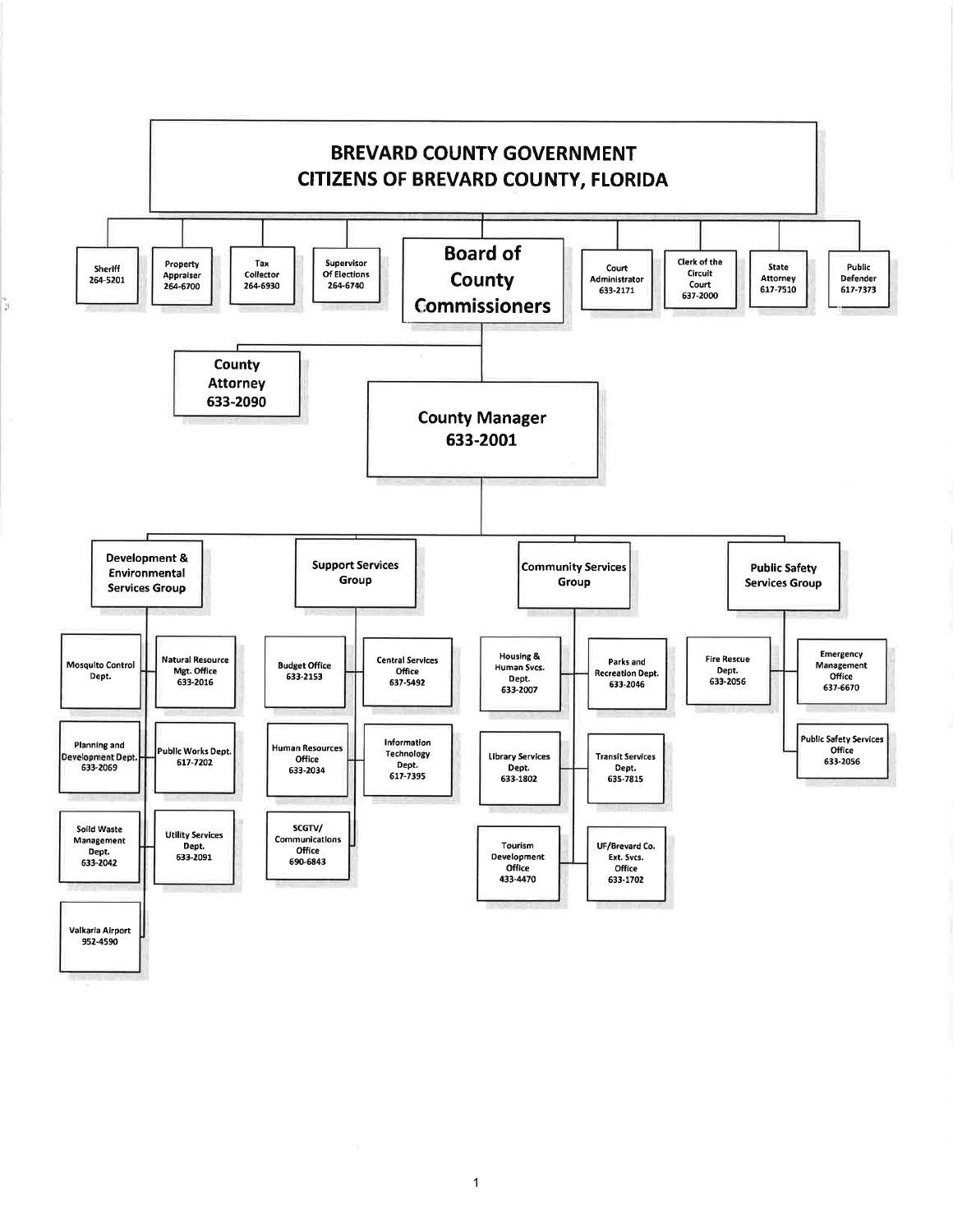# BREVARD COUNTY GOVERNMENT
## CITIZENS OF BREVARD COUNTY, FLORIDA

- Sheriff 264-5201
- Property Appraiser 264-6700
- Tax Collector 264-6930
- Supervisor Of Elections 264-6740
- **Board of County Commissioners**
- Court Administrator 633-2171
- Clerk of the Circuit Court 637-2000
- State Attorney 617-7510
- Public Defender 617-7373

### Board of County Commissioners

- **County Attorney 633-2090**
- **County Manager 633-2001**

### County Manager 633-2001

#### Development & Environmental Services Group

- Mosquito Control Dept.
- Natural Resource Mgt. Office 633-2016
- Planning and Development Dept. 633-2069
- Public Works Dept. 617-7202
- Solid Waste Management Dept. 633-2042
- Utility Services Dept. 633-2091
- Valkaria Airport 952-4590

#### Support Services Group

- Budget Office 633-2153
- Central Services Office 637-5492
- Human Resources Office 633-2034
- Information Technology Dept. 617-7395
- SCGTV/ Communications Office 690-6843

#### Community Services Group

- Housing & Human Svcs. Dept. 633-2007
- Parks and Recreation Dept. 633-2046
- Library Services Dept. 633-1802
- Transit Services Dept. 635-7815
- Tourism Development Office 433-4470
- UF/Brevard Co. Ext. Svcs. Office 633-1702

#### Public Safety Services Group

- Fire Rescue Dept. 633-2056
- Emergency Management Office 637-6670
- Public Safety Services Office 633-2056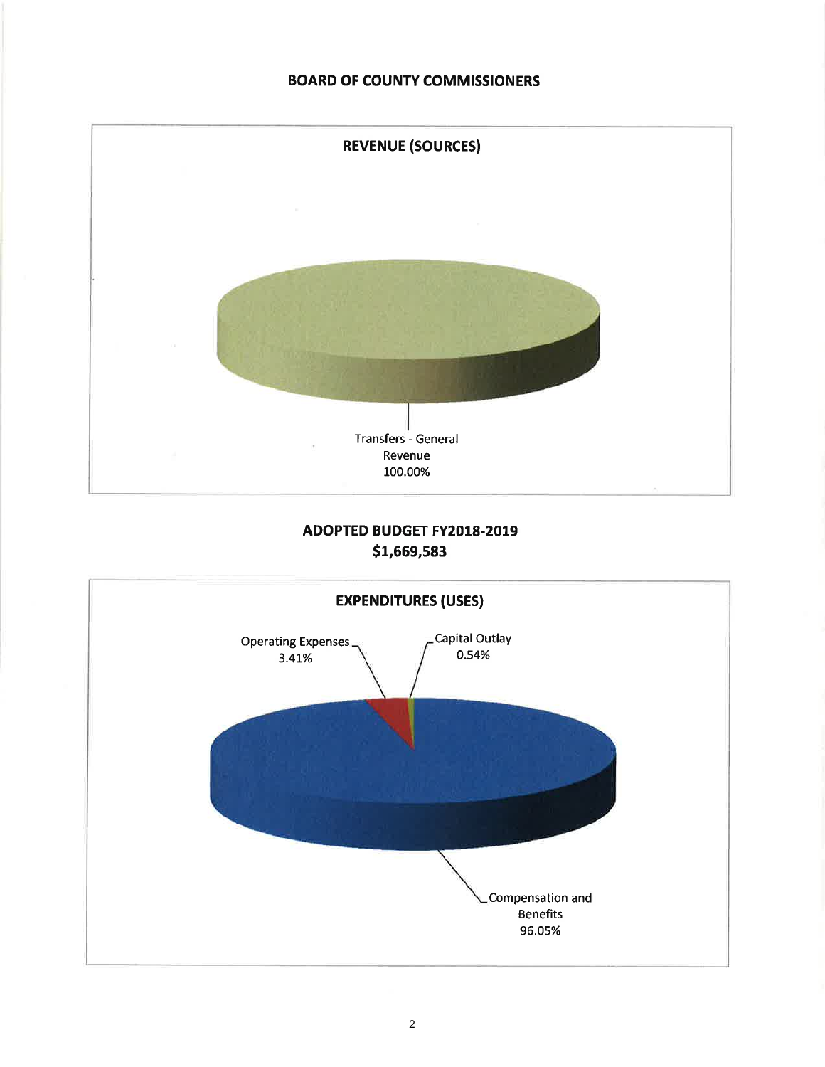# BOARD OF COUNTY COMMISSIONERS

## REVENUE (SOURCES)

Transfers - General Revenue
100.00%

## ADOPTED BUDGET FY2018-2019
## $1,669,583

## EXPENDITURES (USES)

Operating Expenses
3.41%

Capital Outlay
0.54%

Compensation and Benefits
96.05%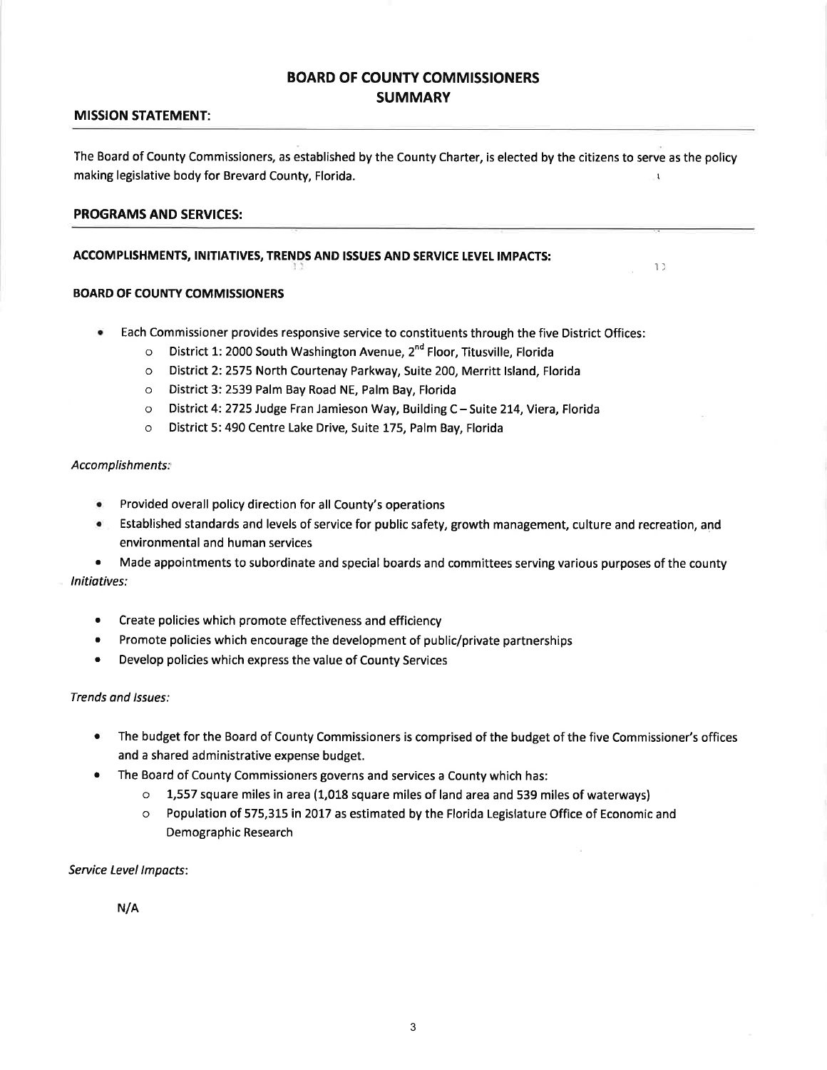# BOARD OF COUNTY COMMISSIONERS
# SUMMARY

## MISSION STATEMENT:

The Board of County Commissioners, as established by the County Charter, is elected by the citizens to serve as the policy making legislative body for Brevard County, Florida.

## PROGRAMS AND SERVICES:

### ACCOMPLISHMENTS, INITIATIVES, TRENDS AND ISSUES AND SERVICE LEVEL IMPACTS:

#### BOARD OF COUNTY COMMISSIONERS

- Each Commissioner provides responsive service to constituents through the five District Offices:
  - District 1: 2000 South Washington Avenue, 2nd Floor, Titusville, Florida
  - District 2: 2575 North Courtenay Parkway, Suite 200, Merritt Island, Florida
  - District 3: 2539 Palm Bay Road NE, Palm Bay, Florida
  - District 4: 2725 Judge Fran Jamieson Way, Building C – Suite 214, Viera, Florida
  - District 5: 490 Centre Lake Drive, Suite 175, Palm Bay, Florida

*Accomplishments:*

- Provided overall policy direction for all County's operations
- Established standards and levels of service for public safety, growth management, culture and recreation, and environmental and human services
- Made appointments to subordinate and special boards and committees serving various purposes of the county

*Initiatives:*

- Create policies which promote effectiveness and efficiency
- Promote policies which encourage the development of public/private partnerships
- Develop policies which express the value of County Services

*Trends and Issues:*

- The budget for the Board of County Commissioners is comprised of the budget of the five Commissioner's offices and a shared administrative expense budget.
- The Board of County Commissioners governs and services a County which has:
  - 1,557 square miles in area (1,018 square miles of land area and 539 miles of waterways)
  - Population of 575,315 in 2017 as estimated by the Florida Legislature Office of Economic and Demographic Research

*Service Level Impacts*:

N/A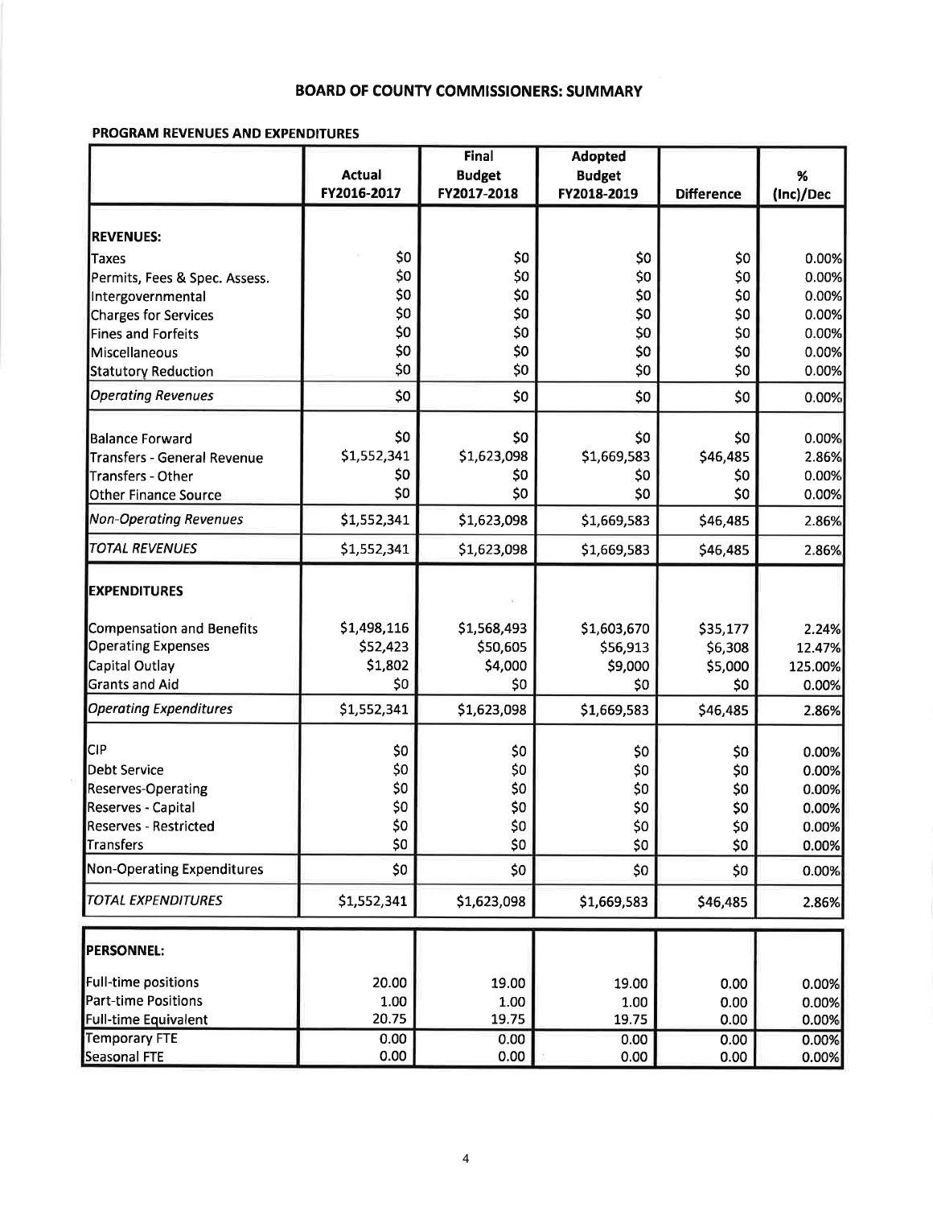# BOARD OF COUNTY COMMISSIONERS: SUMMARY

## PROGRAM REVENUES AND EXPENDITURES

| | Actual FY2016-2017 | Final Budget FY2017-2018 | Adopted Budget FY2018-2019 | Difference | % (Inc)/Dec |
|---|---|---|---|---|---|
| **REVENUES:** | | | | | |
| Taxes | $0 | $0 | $0 | $0 | 0.00% |
| Permits, Fees & Spec. Assess. | $0 | $0 | $0 | $0 | 0.00% |
| Intergovernmental | $0 | $0 | $0 | $0 | 0.00% |
| Charges for Services | $0 | $0 | $0 | $0 | 0.00% |
| Fines and Forfeits | $0 | $0 | $0 | $0 | 0.00% |
| Miscellaneous | $0 | $0 | $0 | $0 | 0.00% |
| Statutory Reduction | $0 | $0 | $0 | $0 | 0.00% |
| *Operating Revenues* | $0 | $0 | $0 | $0 | 0.00% |
| Balance Forward | $0 | $0 | $0 | $0 | 0.00% |
| Transfers - General Revenue | $1,552,341 | $1,623,098 | $1,669,583 | $46,485 | 2.86% |
| Transfers - Other | $0 | $0 | $0 | $0 | 0.00% |
| Other Finance Source | $0 | $0 | $0 | $0 | 0.00% |
| *Non-Operating Revenues* | $1,552,341 | $1,623,098 | $1,669,583 | $46,485 | 2.86% |
| *TOTAL REVENUES* | $1,552,341 | $1,623,098 | $1,669,583 | $46,485 | 2.86% |
| **EXPENDITURES** | | | | | |
| Compensation and Benefits | $1,498,116 | $1,568,493 | $1,603,670 | $35,177 | 2.24% |
| Operating Expenses | $52,423 | $50,605 | $56,913 | $6,308 | 12.47% |
| Capital Outlay | $1,802 | $4,000 | $9,000 | $5,000 | 125.00% |
| Grants and Aid | $0 | $0 | $0 | $0 | 0.00% |
| *Operating Expenditures* | $1,552,341 | $1,623,098 | $1,669,583 | $46,485 | 2.86% |
| CIP | $0 | $0 | $0 | $0 | 0.00% |
| Debt Service | $0 | $0 | $0 | $0 | 0.00% |
| Reserves-Operating | $0 | $0 | $0 | $0 | 0.00% |
| Reserves - Capital | $0 | $0 | $0 | $0 | 0.00% |
| Reserves - Restricted | $0 | $0 | $0 | $0 | 0.00% |
| Transfers | $0 | $0 | $0 | $0 | 0.00% |
| Non-Operating Expenditures | $0 | $0 | $0 | $0 | 0.00% |
| *TOTAL EXPENDITURES* | $1,552,341 | $1,623,098 | $1,669,583 | $46,485 | 2.86% |

| | | | | | |
|---|---|---|---|---|---|
| **PERSONNEL:** | | | | | |
| Full-time positions | 20.00 | 19.00 | 19.00 | 0.00 | 0.00% |
| Part-time Positions | 1.00 | 1.00 | 1.00 | 0.00 | 0.00% |
| Full-time Equivalent | 20.75 | 19.75 | 19.75 | 0.00 | 0.00% |
| Temporary FTE | 0.00 | 0.00 | 0.00 | 0.00 | 0.00% |
| Seasonal FTE | 0.00 | 0.00 | 0.00 | 0.00 | 0.00% |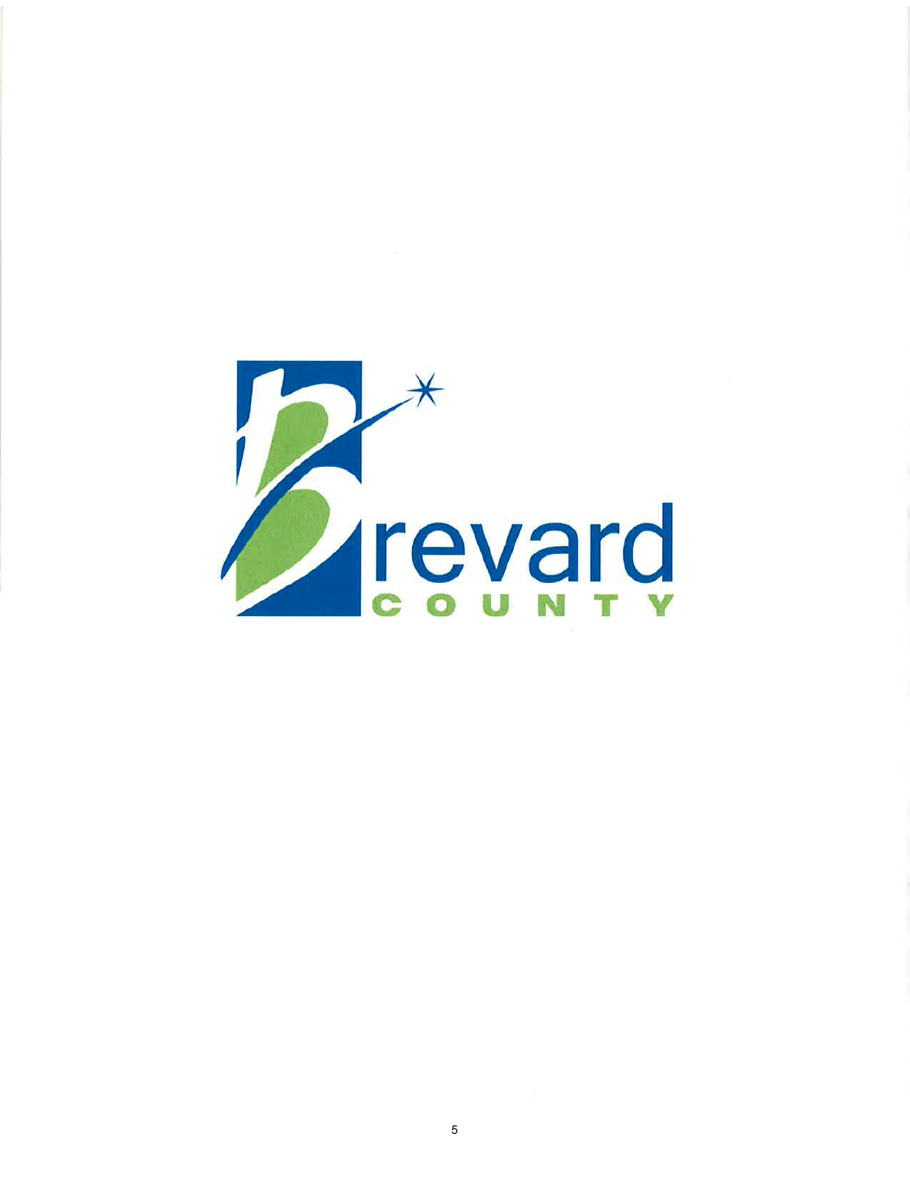Brevard

COUNTY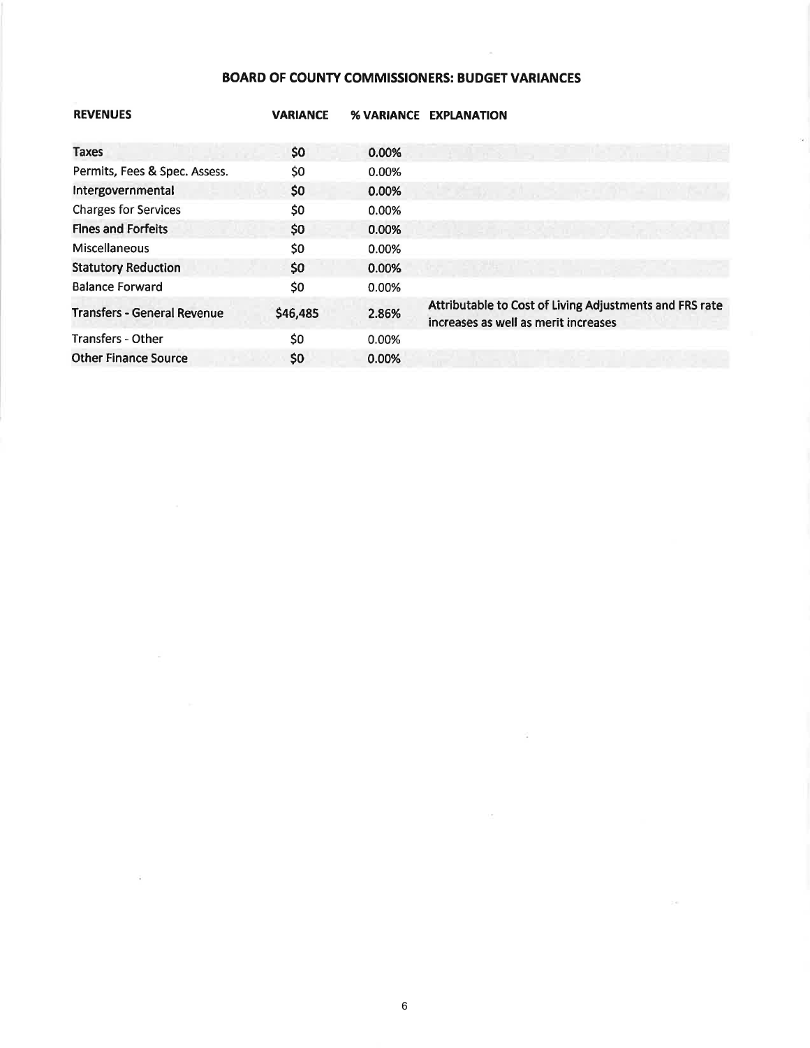# BOARD OF COUNTY COMMISSIONERS: BUDGET VARIANCES

| REVENUES | VARIANCE | % VARIANCE | EXPLANATION |
|---|---|---|---|
| Taxes | $0 | 0.00% | |
| Permits, Fees & Spec. Assess. | $0 | 0.00% | |
| Intergovernmental | $0 | 0.00% | |
| Charges for Services | $0 | 0.00% | |
| Fines and Forfeits | $0 | 0.00% | |
| Miscellaneous | $0 | 0.00% | |
| Statutory Reduction | $0 | 0.00% | |
| Balance Forward | $0 | 0.00% | |
| Transfers - General Revenue | $46,485 | 2.86% | Attributable to Cost of Living Adjustments and FRS rate increases as well as merit increases |
| Transfers - Other | $0 | 0.00% | |
| Other Finance Source | $0 | 0.00% | |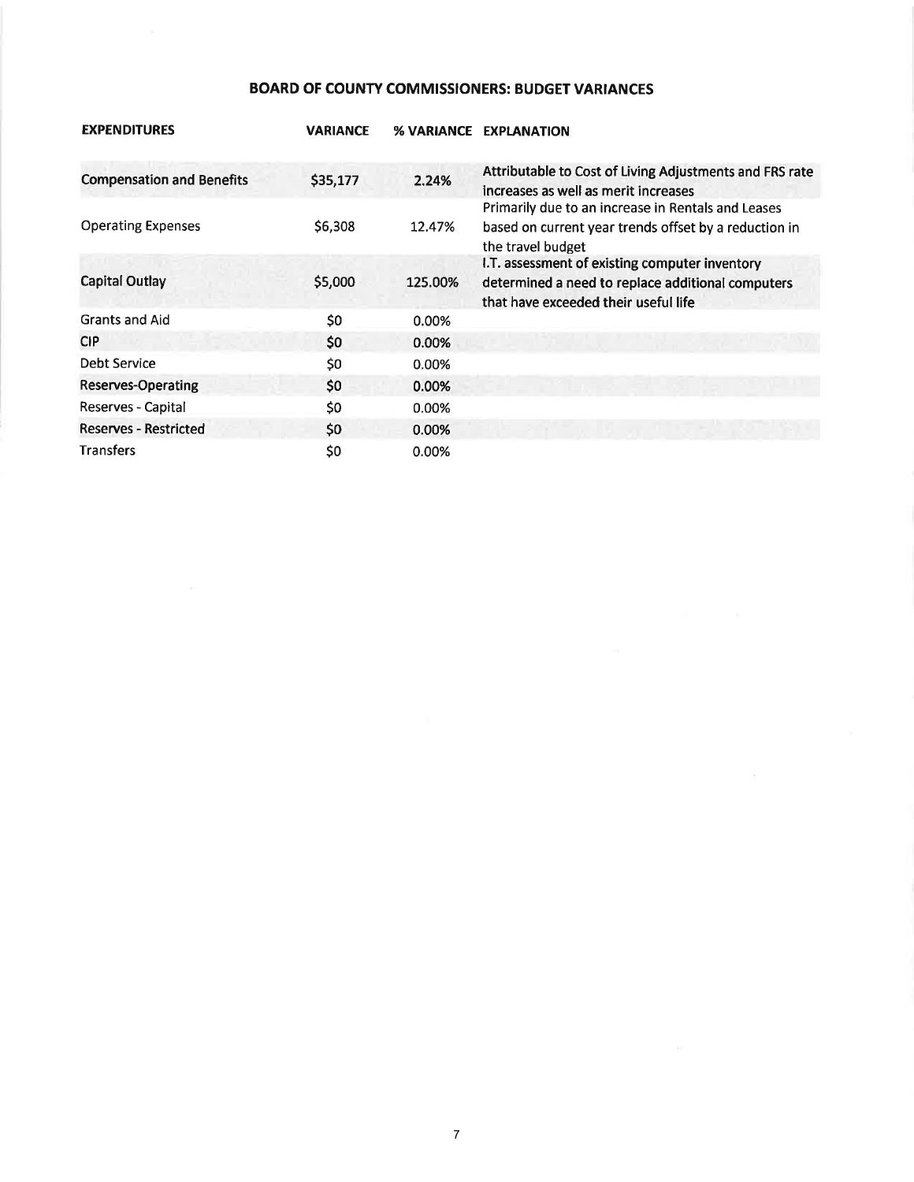## BOARD OF COUNTY COMMISSIONERS: BUDGET VARIANCES

| EXPENDITURES | VARIANCE | % VARIANCE | EXPLANATION |
|---|---|---|---|
| Compensation and Benefits | $35,177 | 2.24% | Attributable to Cost of Living Adjustments and FRS rate increases as well as merit increases |
| Operating Expenses | $6,308 | 12.47% | Primarily due to an increase in Rentals and Leases based on current year trends offset by a reduction in the travel budget |
| Capital Outlay | $5,000 | 125.00% | I.T. assessment of existing computer inventory determined a need to replace additional computers that have exceeded their useful life |
| Grants and Aid | $0 | 0.00% | |
| CIP | $0 | 0.00% | |
| Debt Service | $0 | 0.00% | |
| Reserves-Operating | $0 | 0.00% | |
| Reserves - Capital | $0 | 0.00% | |
| Reserves - Restricted | $0 | 0.00% | |
| Transfers | $0 | 0.00% | |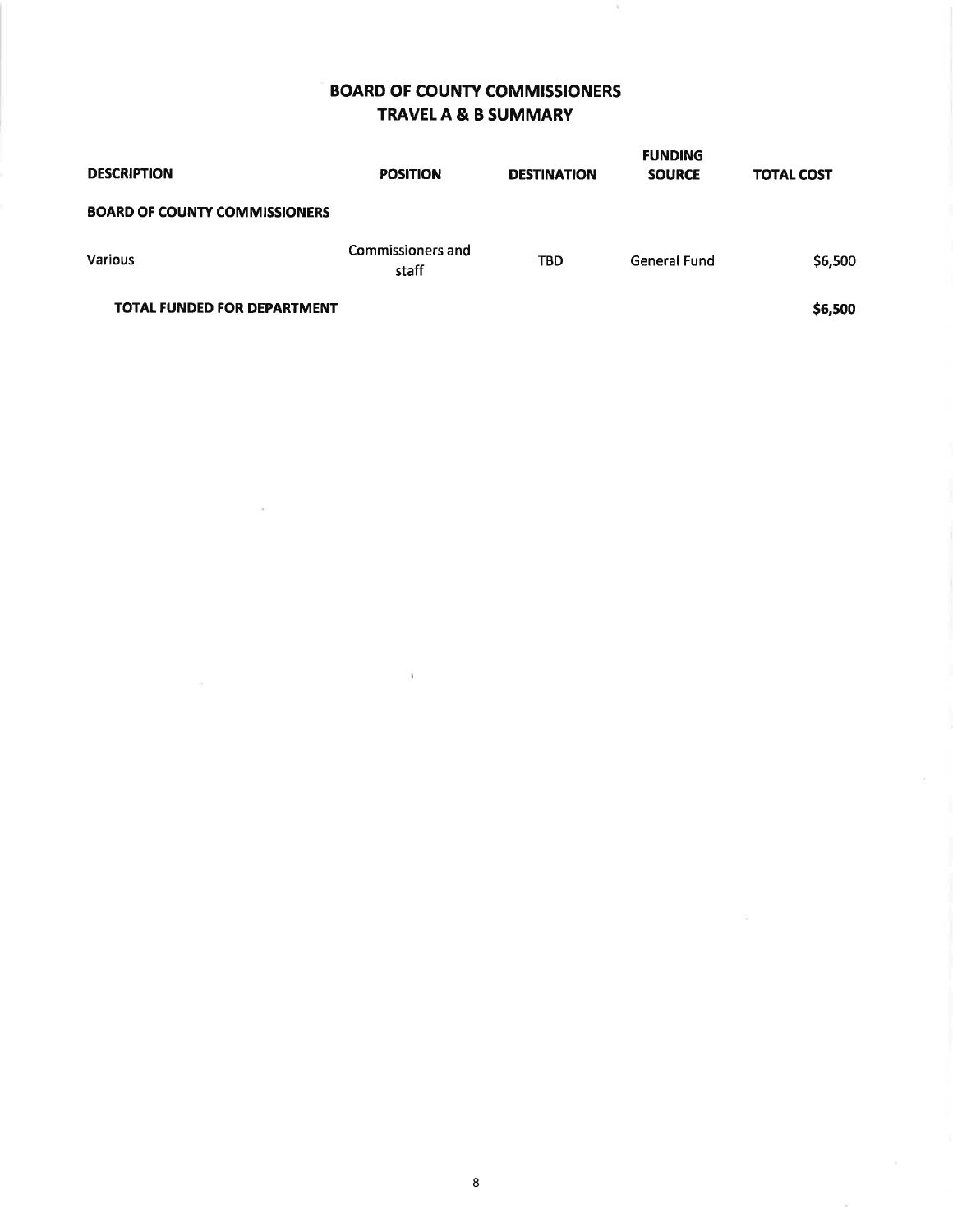# BOARD OF COUNTY COMMISSIONERS
## TRAVEL A & B SUMMARY

| DESCRIPTION | POSITION | DESTINATION | FUNDING SOURCE | TOTAL COST |
|---|---|---|---|---|
| **BOARD OF COUNTY COMMISSIONERS** | | | | |
| Various | Commissioners and staff | TBD | General Fund | $6,500 |
| **TOTAL FUNDED FOR DEPARTMENT** | | | | **$6,500** |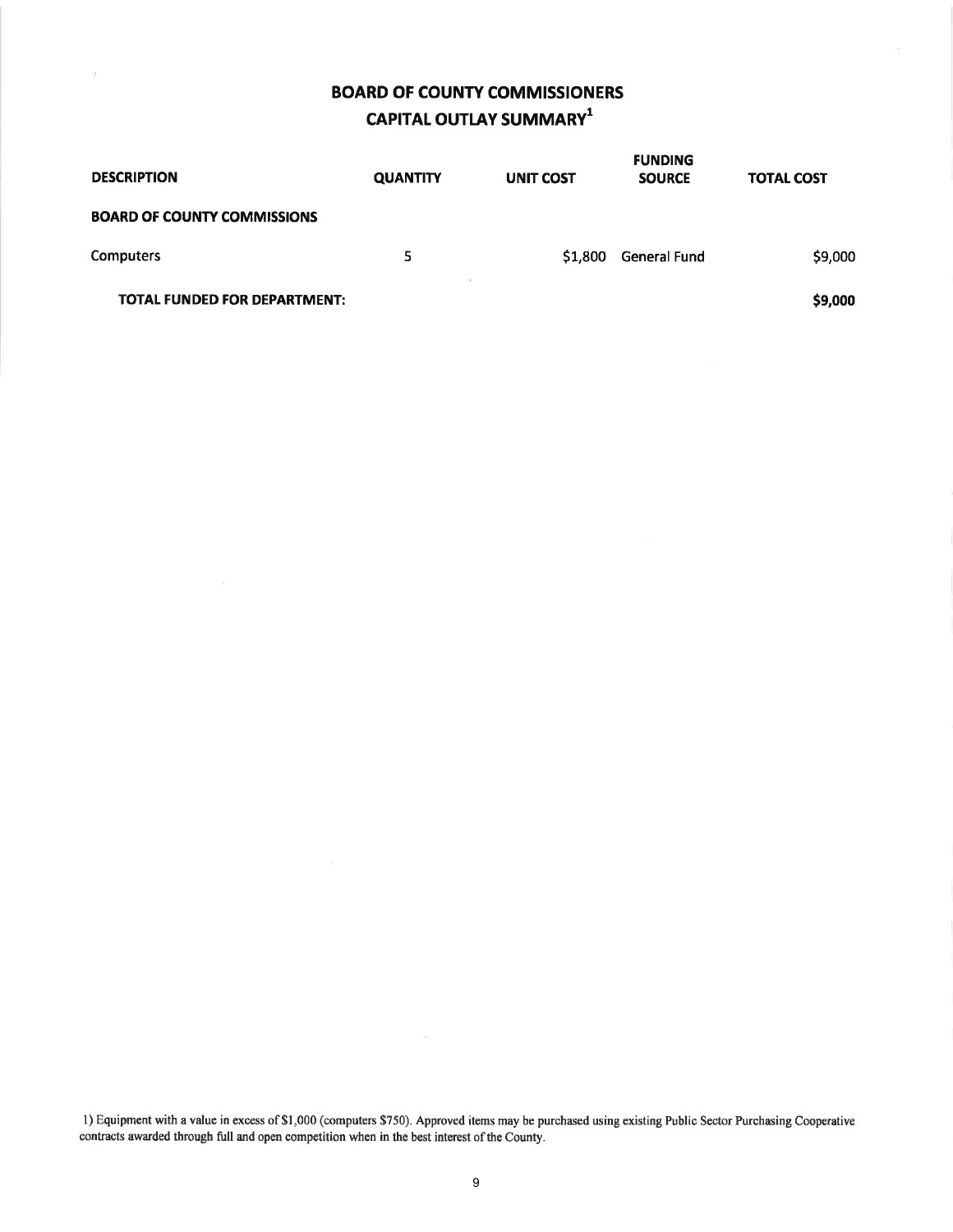# BOARD OF COUNTY COMMISSIONERS
## CAPITAL OUTLAY SUMMARY[1]

| DESCRIPTION | QUANTITY | UNIT COST | FUNDING SOURCE | TOTAL COST |
|---|---|---|---|---|
| **BOARD OF COUNTY COMMISSIONS** | | | | |
| Computers | 5 | $1,800 | General Fund | $9,000 |
| **TOTAL FUNDED FOR DEPARTMENT:** | | | | **$9,000** |

1) Equipment with a value in excess of $1,000 (computers $750). Approved items may be purchased using existing Public Sector Purchasing Cooperative contracts awarded through full and open competition when in the best interest of the County.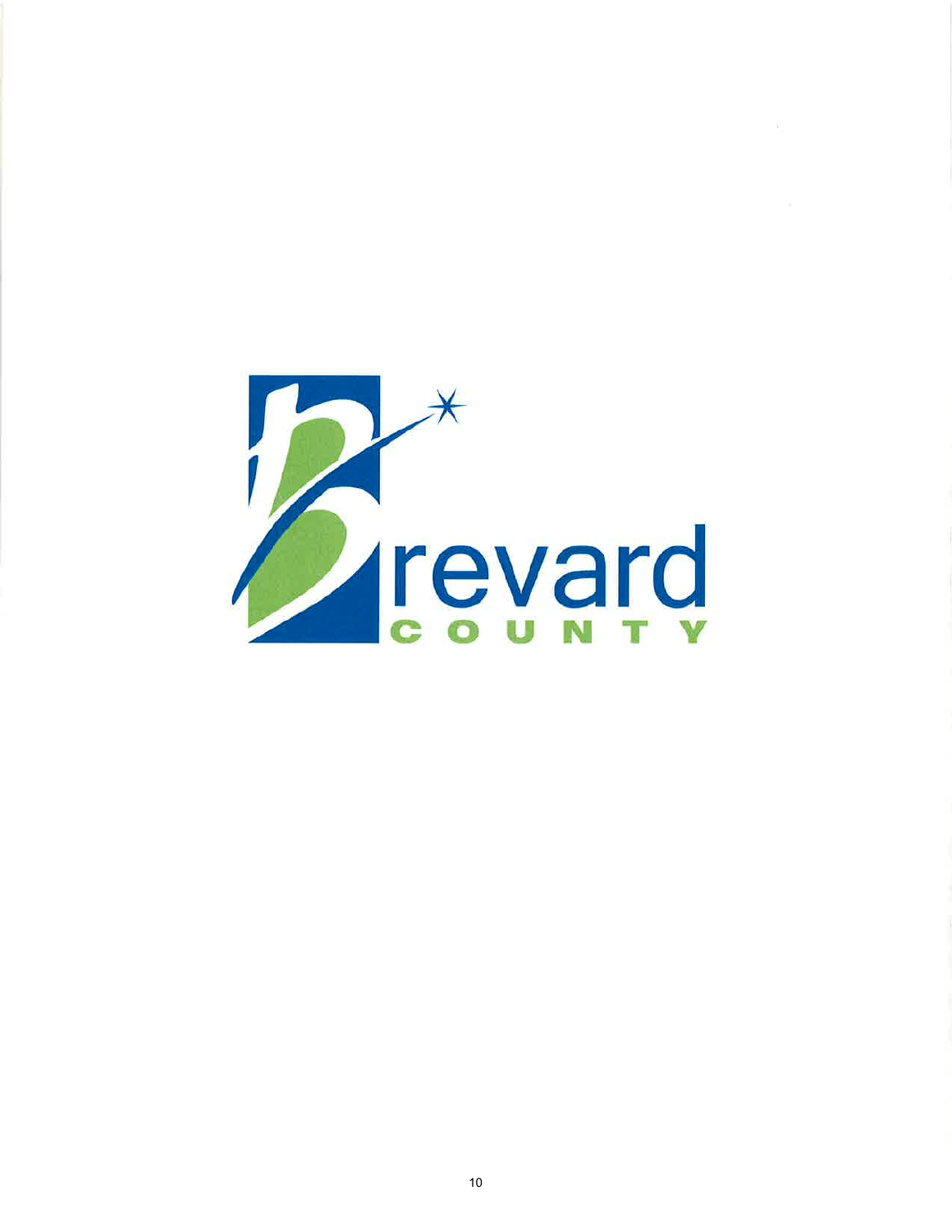Brevard

COUNTY